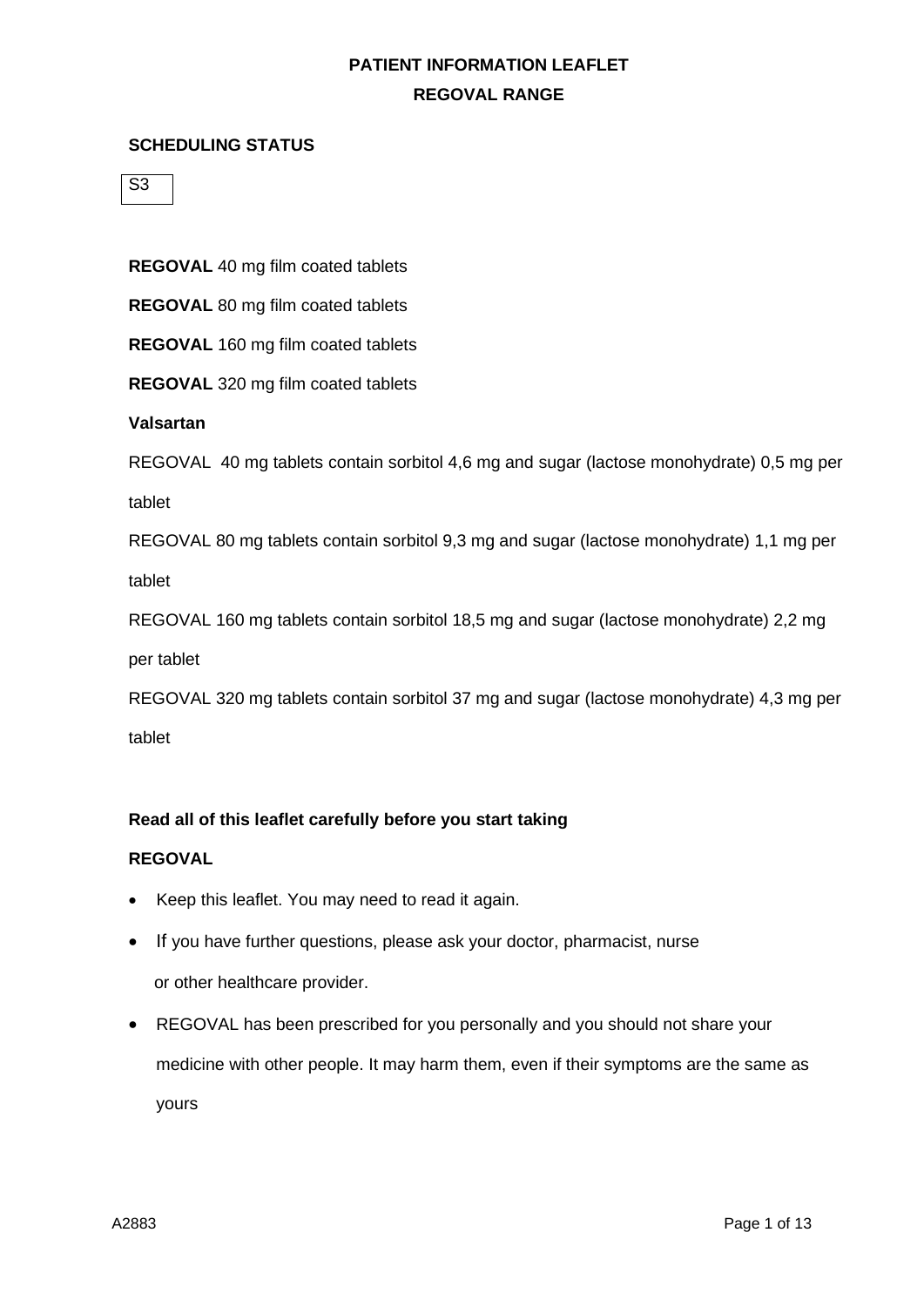# PATIENT INFORMATION LEAFLET

## REGOVAL RANGE

### SCHEDULING STATUS

S3

**REGOVAL** 40 mg film coated tablets

**REGOVAL** 80 mg film coated tablets

**REGOVAL** 160 mg film coated tablets

**REGOVAL** 320 mg film coated tablets

**Valsartan**

REGOVAL 40 mg tablets contain sorbitol 4,6 mg and sugar (lactose monohydrate) 0,5 mg per tablet

REGOVAL 80 mg tablets contain sorbitol 9,3 mg and sugar (lactose monohydrate) 1,1 mg per tablet

REGOVAL 160 mg tablets contain sorbitol 18,5 mg and sugar (lactose monohydrate) 2,2 mg per tablet

REGOVAL 320 mg tablets contain sorbitol 37 mg and sugar (lactose monohydrate) 4,3 mg per tablet

### Read all of this leaflet carefully before you start taking REGOVAL

- Keep this leaflet. You may need to read it again.
- If you have further questions, please ask your doctor, pharmacist, nurse or other healthcare provider.
- REGOVAL has been prescribed for you personally and you should not share your medicine with other people. It may harm them, even if their symptoms are the same as yours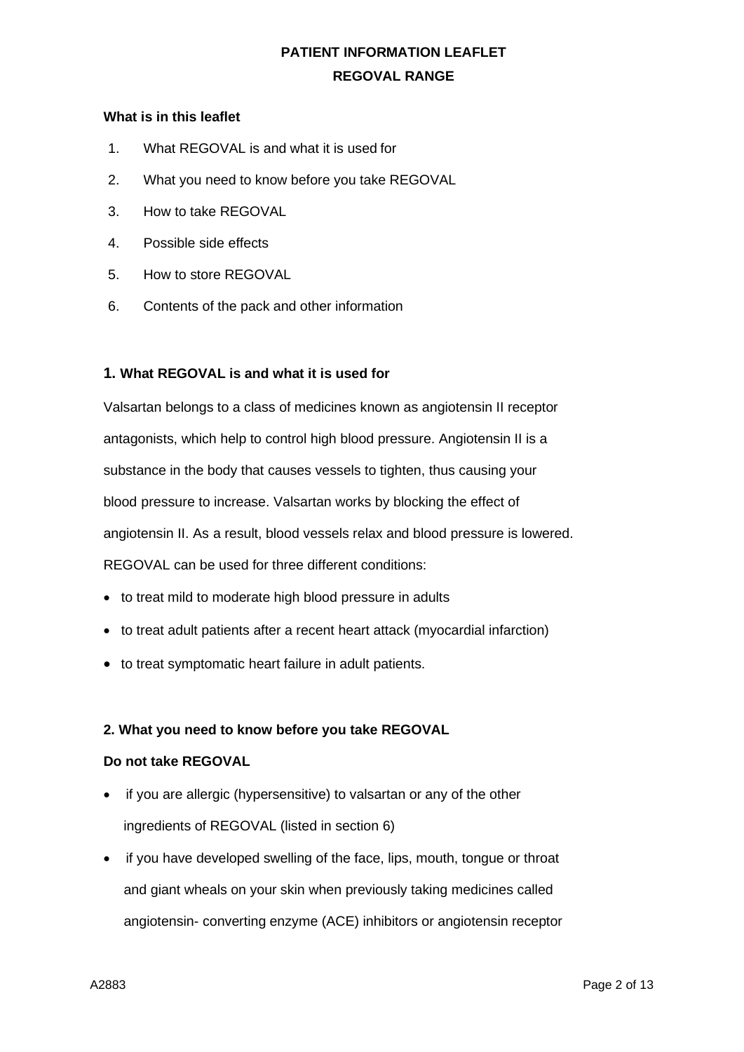**PATIENT INFORMATION LEAFLET**

**REGOVAL RANGE**

**What is in this leaflet**

1. What REGOVAL is and what it is used for
2. What you need to know before you take REGOVAL
3. How to take REGOVAL
4. Possible side effects
5. How to store REGOVAL
6. Contents of the pack and other information

## 1. What REGOVAL is and what it is used for

Valsartan belongs to a class of medicines known as angiotensin II receptor antagonists, which help to control high blood pressure. Angiotensin II is a substance in the body that causes vessels to tighten, thus causing your blood pressure to increase. Valsartan works by blocking the effect of angiotensin II. As a result, blood vessels relax and blood pressure is lowered.

REGOVAL can be used for three different conditions:

- to treat mild to moderate high blood pressure in adults
- to treat adult patients after a recent heart attack (myocardial infarction)
- to treat symptomatic heart failure in adult patients.

## 2. What you need to know before you take REGOVAL

**Do not take REGOVAL**

- if you are allergic (hypersensitive) to valsartan or any of the other ingredients of REGOVAL (listed in section 6)
- if you have developed swelling of the face, lips, mouth, tongue or throat and giant wheals on your skin when previously taking medicines called angiotensin- converting enzyme (ACE) inhibitors or angiotensin receptor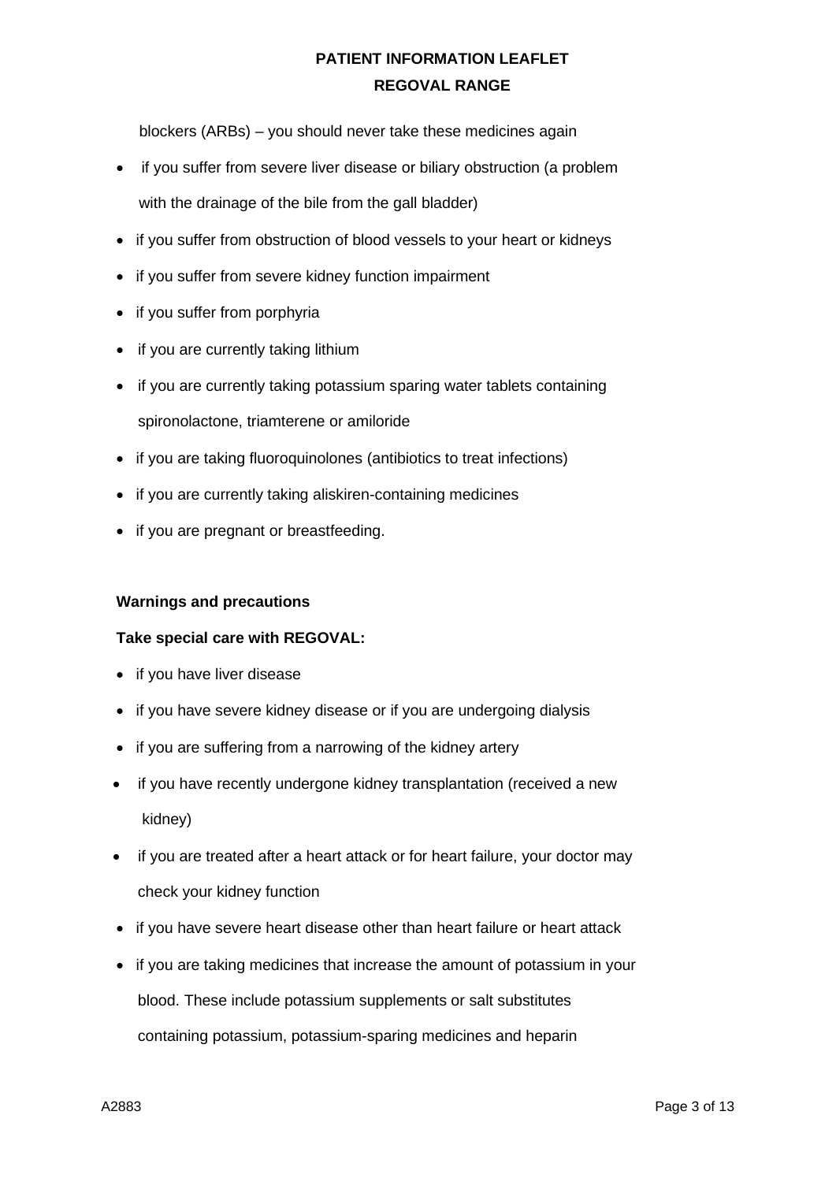blockers (ARBs) – you should never take these medicines again

- if you suffer from severe liver disease or biliary obstruction (a problem with the drainage of the bile from the gall bladder)
- if you suffer from obstruction of blood vessels to your heart or kidneys
- if you suffer from severe kidney function impairment
- if you suffer from porphyria
- if you are currently taking lithium
- if you are currently taking potassium sparing water tablets containing spironolactone, triamterene or amiloride
- if you are taking fluoroquinolones (antibiotics to treat infections)
- if you are currently taking aliskiren-containing medicines
- if you are pregnant or breastfeeding.

**Warnings and precautions**

**Take special care with REGOVAL:**

- if you have liver disease
- if you have severe kidney disease or if you are undergoing dialysis
- if you are suffering from a narrowing of the kidney artery
- if you have recently undergone kidney transplantation (received a new kidney)
- if you are treated after a heart attack or for heart failure, your doctor may check your kidney function
- if you have severe heart disease other than heart failure or heart attack
- if you are taking medicines that increase the amount of potassium in your blood. These include potassium supplements or salt substitutes containing potassium, potassium-sparing medicines and heparin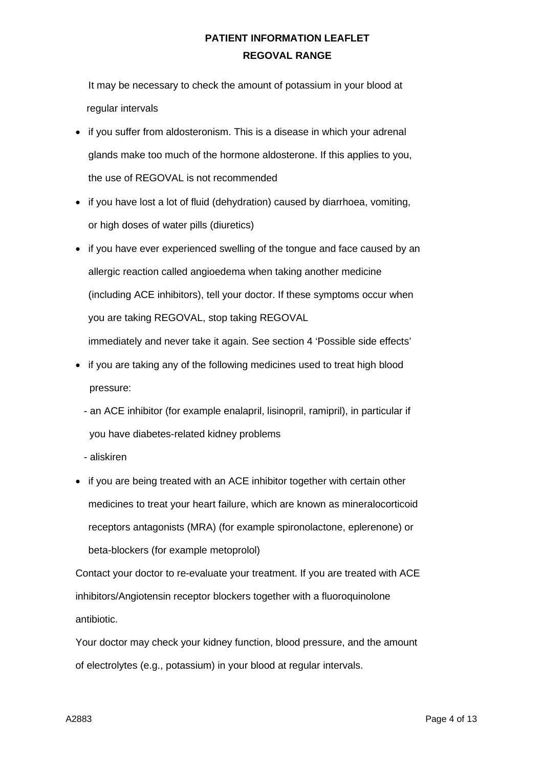It may be necessary to check the amount of potassium in your blood at regular intervals

- if you suffer from aldosteronism. This is a disease in which your adrenal glands make too much of the hormone aldosterone. If this applies to you, the use of REGOVAL is not recommended
- if you have lost a lot of fluid (dehydration) caused by diarrhoea, vomiting, or high doses of water pills (diuretics)
- if you have ever experienced swelling of the tongue and face caused by an allergic reaction called angioedema when taking another medicine (including ACE inhibitors), tell your doctor. If these symptoms occur when you are taking REGOVAL, stop taking REGOVAL immediately and never take it again. See section 4 'Possible side effects'
- if you are taking any of the following medicines used to treat high blood pressure:
  - an ACE inhibitor (for example enalapril, lisinopril, ramipril), in particular if you have diabetes-related kidney problems
  - aliskiren
- if you are being treated with an ACE inhibitor together with certain other medicines to treat your heart failure, which are known as mineralocorticoid receptors antagonists (MRA) (for example spironolactone, eplerenone) or beta-blockers (for example metoprolol)

Contact your doctor to re-evaluate your treatment. If you are treated with ACE inhibitors/Angiotensin receptor blockers together with a fluoroquinolone antibiotic.

Your doctor may check your kidney function, blood pressure, and the amount of electrolytes (e.g., potassium) in your blood at regular intervals.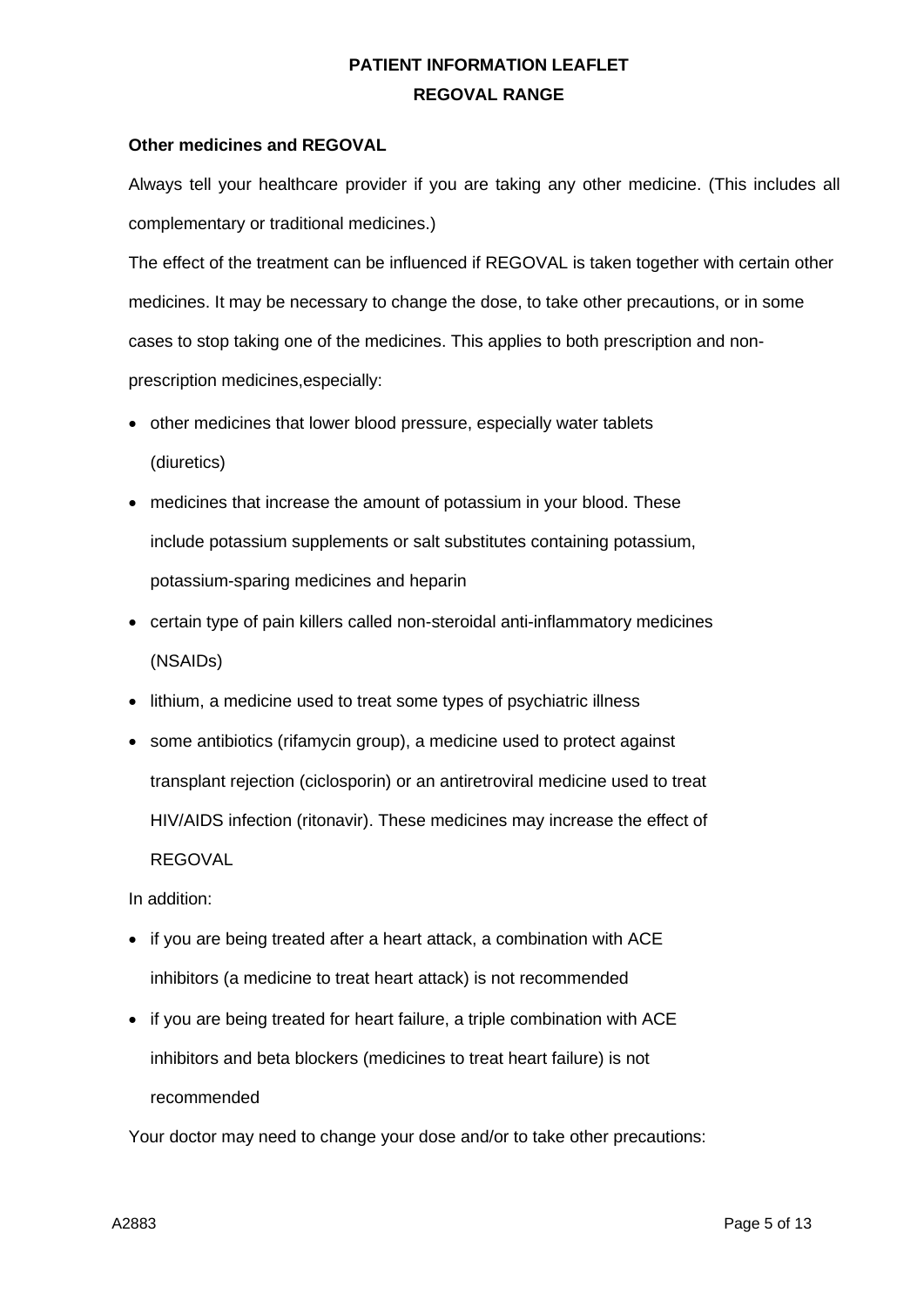**Other medicines and REGOVAL**

Always tell your healthcare provider if you are taking any other medicine. (This includes all complementary or traditional medicines.)

The effect of the treatment can be influenced if REGOVAL is taken together with certain other medicines. It may be necessary to change the dose, to take other precautions, or in some cases to stop taking one of the medicines. This applies to both prescription and non-prescription medicines,especially:

- other medicines that lower blood pressure, especially water tablets (diuretics)
- medicines that increase the amount of potassium in your blood. These include potassium supplements or salt substitutes containing potassium, potassium-sparing medicines and heparin
- certain type of pain killers called non-steroidal anti-inflammatory medicines (NSAIDs)
- lithium, a medicine used to treat some types of psychiatric illness
- some antibiotics (rifamycin group), a medicine used to protect against transplant rejection (ciclosporin) or an antiretroviral medicine used to treat HIV/AIDS infection (ritonavir). These medicines may increase the effect of REGOVAL

In addition:

- if you are being treated after a heart attack, a combination with ACE inhibitors (a medicine to treat heart attack) is not recommended
- if you are being treated for heart failure, a triple combination with ACE inhibitors and beta blockers (medicines to treat heart failure) is not recommended

Your doctor may need to change your dose and/or to take other precautions: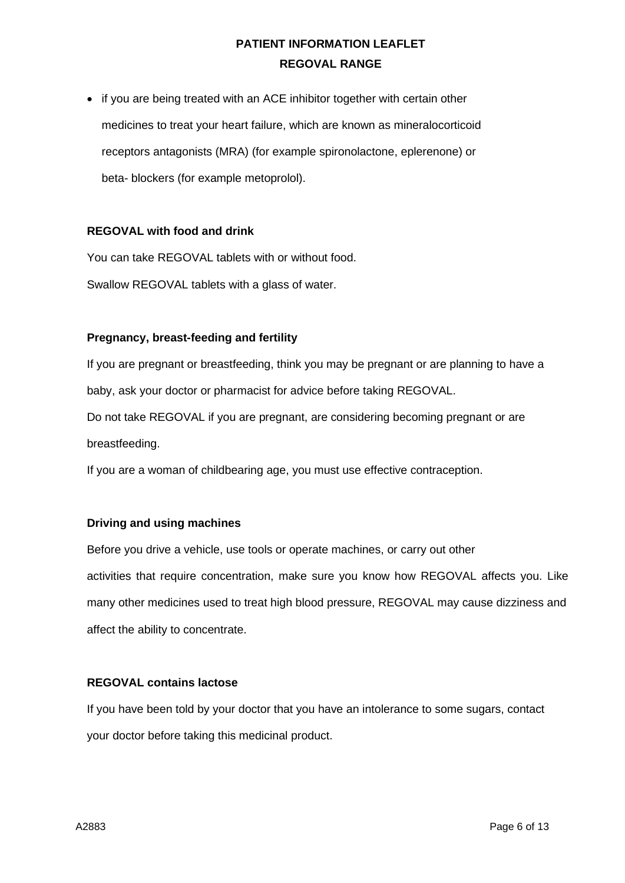- if you are being treated with an ACE inhibitor together with certain other medicines to treat your heart failure, which are known as mineralocorticoid receptors antagonists (MRA) (for example spironolactone, eplerenone) or beta- blockers (for example metoprolol).

**REGOVAL with food and drink**

You can take REGOVAL tablets with or without food.

Swallow REGOVAL tablets with a glass of water.

**Pregnancy, breast-feeding and fertility**

If you are pregnant or breastfeeding, think you may be pregnant or are planning to have a baby, ask your doctor or pharmacist for advice before taking REGOVAL.

Do not take REGOVAL if you are pregnant, are considering becoming pregnant or are breastfeeding.

If you are a woman of childbearing age, you must use effective contraception.

**Driving and using machines**

Before you drive a vehicle, use tools or operate machines, or carry out other activities that require concentration, make sure you know how REGOVAL affects you. Like many other medicines used to treat high blood pressure, REGOVAL may cause dizziness and affect the ability to concentrate.

**REGOVAL contains lactose**

If you have been told by your doctor that you have an intolerance to some sugars, contact your doctor before taking this medicinal product.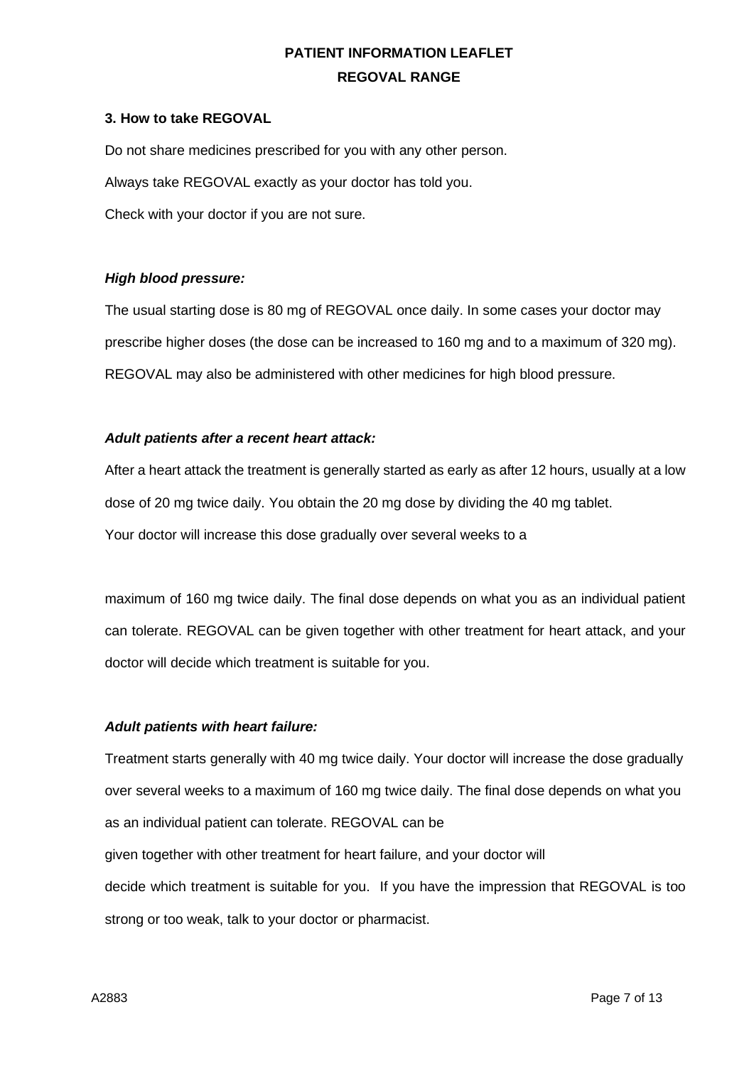### 3. How to take REGOVAL

Do not share medicines prescribed for you with any other person.

Always take REGOVAL exactly as your doctor has told you.

Check with your doctor if you are not sure.

***High blood pressure:***

The usual starting dose is 80 mg of REGOVAL once daily. In some cases your doctor may prescribe higher doses (the dose can be increased to 160 mg and to a maximum of 320 mg). REGOVAL may also be administered with other medicines for high blood pressure.

***Adult patients after a recent heart attack:***

After a heart attack the treatment is generally started as early as after 12 hours, usually at a low dose of 20 mg twice daily. You obtain the 20 mg dose by dividing the 40 mg tablet.

Your doctor will increase this dose gradually over several weeks to a maximum of 160 mg twice daily. The final dose depends on what you as an individual patient can tolerate. REGOVAL can be given together with other treatment for heart attack, and your doctor will decide which treatment is suitable for you.

***Adult patients with heart failure:***

Treatment starts generally with 40 mg twice daily. Your doctor will increase the dose gradually over several weeks to a maximum of 160 mg twice daily. The final dose depends on what you as an individual patient can tolerate. REGOVAL can be given together with other treatment for heart failure, and your doctor will decide which treatment is suitable for you. If you have the impression that REGOVAL is too strong or too weak, talk to your doctor or pharmacist.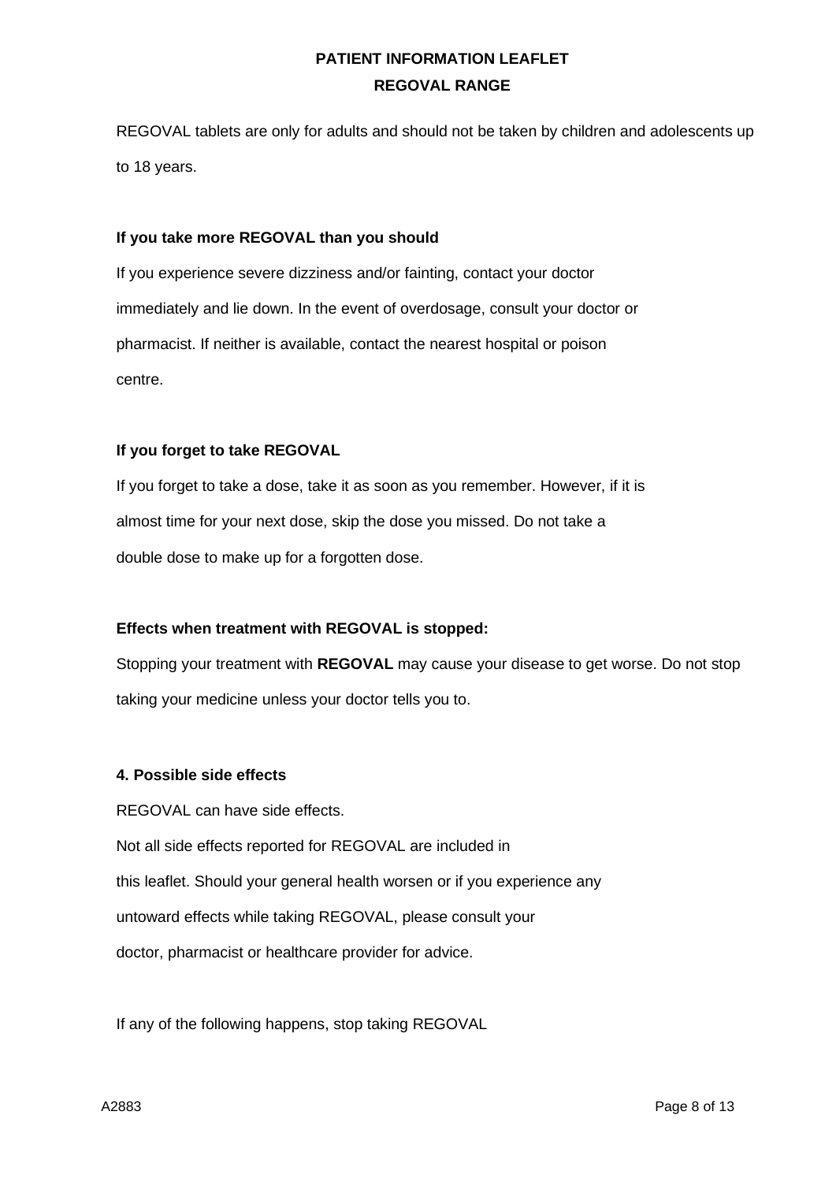REGOVAL tablets are only for adults and should not be taken by children and adolescents up to 18 years.

**If you take more REGOVAL than you should**

If you experience severe dizziness and/or fainting, contact your doctor immediately and lie down. In the event of overdosage, consult your doctor or pharmacist. If neither is available, contact the nearest hospital or poison centre.

**If you forget to take REGOVAL**

If you forget to take a dose, take it as soon as you remember. However, if it is almost time for your next dose, skip the dose you missed. Do not take a double dose to make up for a forgotten dose.

**Effects when treatment with REGOVAL is stopped:**

Stopping your treatment with **REGOVAL** may cause your disease to get worse. Do not stop taking your medicine unless your doctor tells you to.

## 4. Possible side effects

REGOVAL can have side effects.

Not all side effects reported for REGOVAL are included in this leaflet. Should your general health worsen or if you experience any untoward effects while taking REGOVAL, please consult your doctor, pharmacist or healthcare provider for advice.

If any of the following happens, stop taking REGOVAL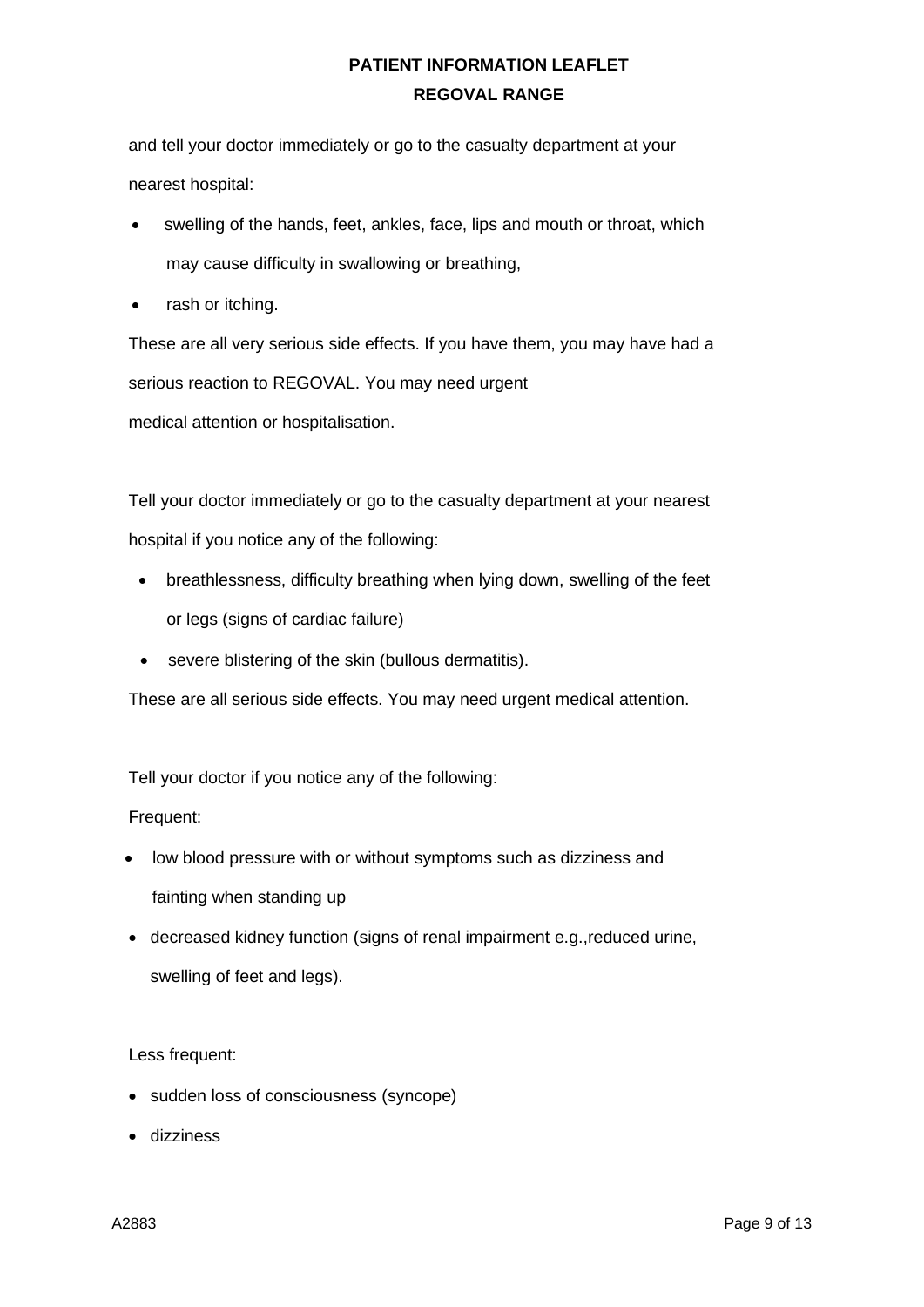and tell your doctor immediately or go to the casualty department at your nearest hospital:

- swelling of the hands, feet, ankles, face, lips and mouth or throat, which may cause difficulty in swallowing or breathing,
- rash or itching.

These are all very serious side effects. If you have them, you may have had a serious reaction to REGOVAL. You may need urgent
medical attention or hospitalisation.

Tell your doctor immediately or go to the casualty department at your nearest hospital if you notice any of the following:

- breathlessness, difficulty breathing when lying down, swelling of the feet or legs (signs of cardiac failure)
- severe blistering of the skin (bullous dermatitis).

These are all serious side effects. You may need urgent medical attention.

Tell your doctor if you notice any of the following:

Frequent:

- low blood pressure with or without symptoms such as dizziness and fainting when standing up
- decreased kidney function (signs of renal impairment e.g.,reduced urine, swelling of feet and legs).

Less frequent:

- sudden loss of consciousness (syncope)
- dizziness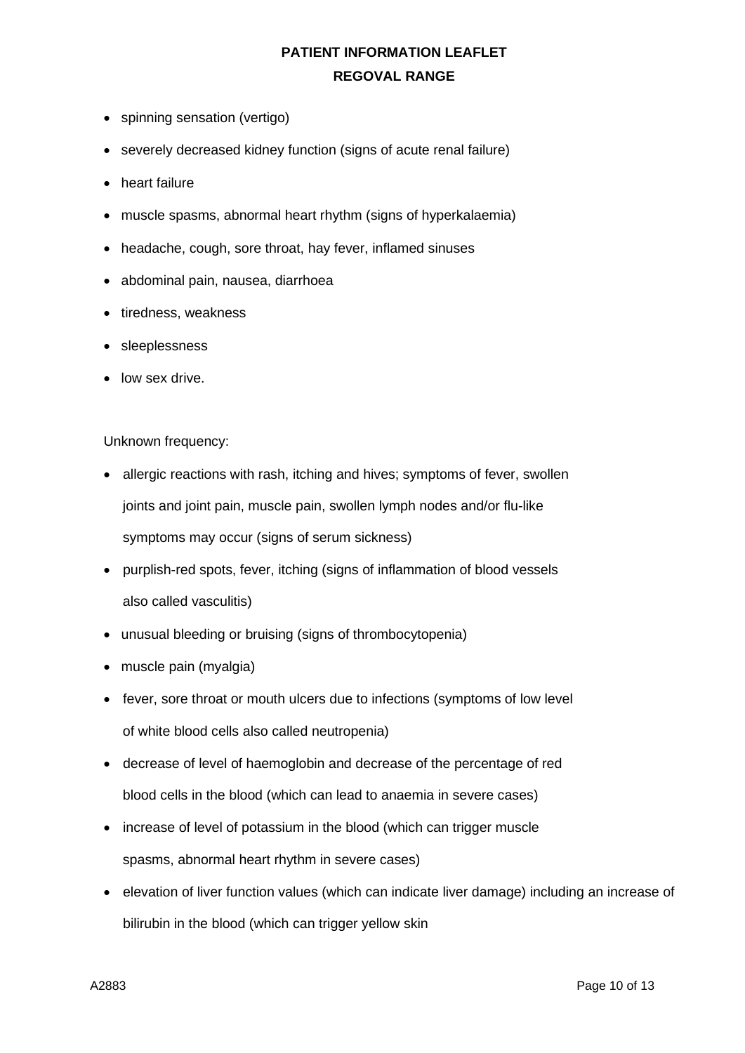- spinning sensation (vertigo)
- severely decreased kidney function (signs of acute renal failure)
- heart failure
- muscle spasms, abnormal heart rhythm (signs of hyperkalaemia)
- headache, cough, sore throat, hay fever, inflamed sinuses
- abdominal pain, nausea, diarrhoea
- tiredness, weakness
- sleeplessness
- low sex drive.

Unknown frequency:

- allergic reactions with rash, itching and hives; symptoms of fever, swollen joints and joint pain, muscle pain, swollen lymph nodes and/or flu-like symptoms may occur (signs of serum sickness)
- purplish-red spots, fever, itching (signs of inflammation of blood vessels also called vasculitis)
- unusual bleeding or bruising (signs of thrombocytopenia)
- muscle pain (myalgia)
- fever, sore throat or mouth ulcers due to infections (symptoms of low level of white blood cells also called neutropenia)
- decrease of level of haemoglobin and decrease of the percentage of red blood cells in the blood (which can lead to anaemia in severe cases)
- increase of level of potassium in the blood (which can trigger muscle spasms, abnormal heart rhythm in severe cases)
- elevation of liver function values (which can indicate liver damage) including an increase of bilirubin in the blood (which can trigger yellow skin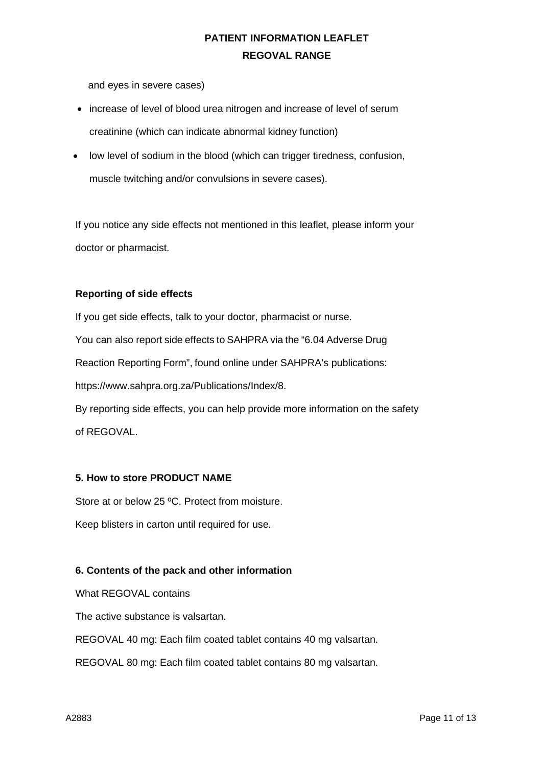and eyes in severe cases)

- increase of level of blood urea nitrogen and increase of level of serum creatinine (which can indicate abnormal kidney function)
- low level of sodium in the blood (which can trigger tiredness, confusion, muscle twitching and/or convulsions in severe cases).

If you notice any side effects not mentioned in this leaflet, please inform your doctor or pharmacist.

**Reporting of side effects**

If you get side effects, talk to your doctor, pharmacist or nurse.

You can also report side effects to SAHPRA via the "6.04 Adverse Drug Reaction Reporting Form", found online under SAHPRA's publications: https://www.sahpra.org.za/Publications/Index/8.

By reporting side effects, you can help provide more information on the safety of REGOVAL.

**5. How to store PRODUCT NAME**

Store at or below 25 ºC. Protect from moisture.

Keep blisters in carton until required for use.

**6. Contents of the pack and other information**

What REGOVAL contains

The active substance is valsartan.

REGOVAL 40 mg: Each film coated tablet contains 40 mg valsartan.

REGOVAL 80 mg: Each film coated tablet contains 80 mg valsartan.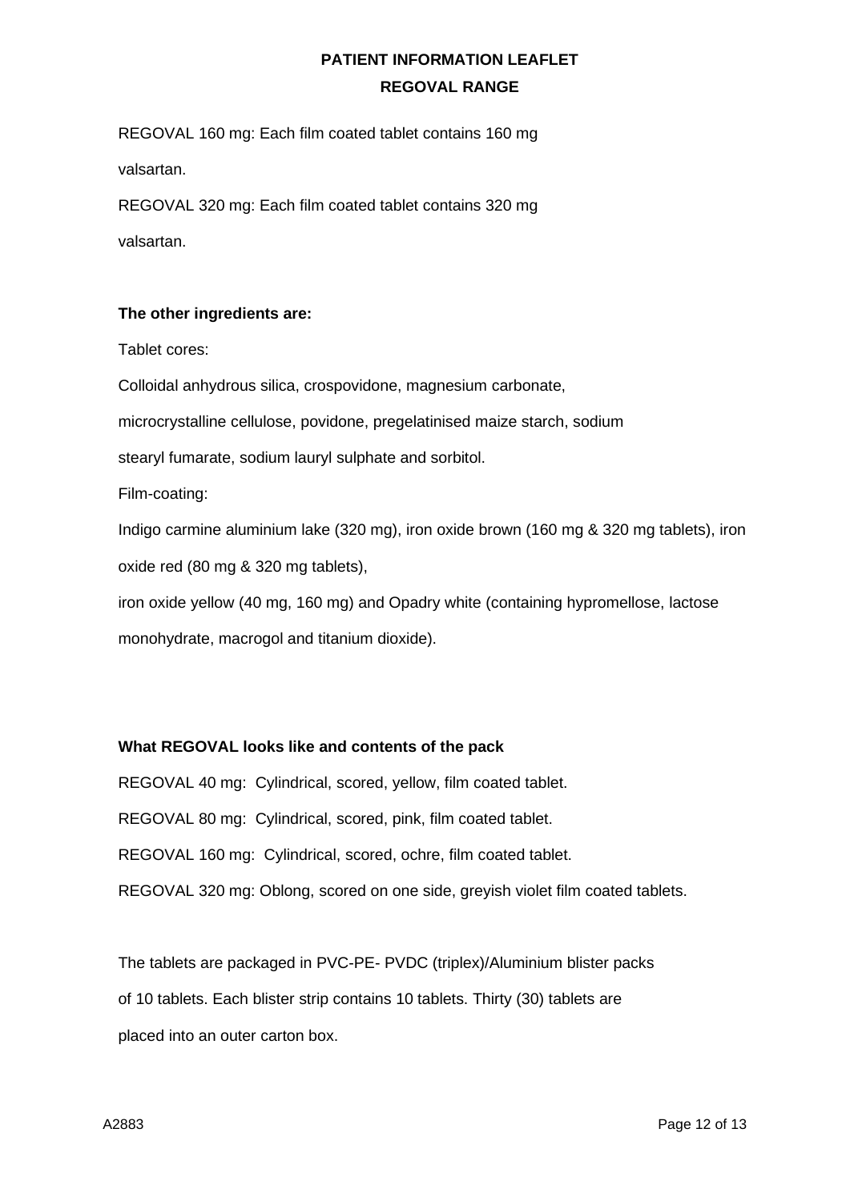REGOVAL 160 mg: Each film coated tablet contains 160 mg valsartan.

REGOVAL 320 mg: Each film coated tablet contains 320 mg valsartan.

**The other ingredients are:**

Tablet cores:

Colloidal anhydrous silica, crospovidone, magnesium carbonate, microcrystalline cellulose, povidone, pregelatinised maize starch, sodium stearyl fumarate, sodium lauryl sulphate and sorbitol.

Film-coating:

Indigo carmine aluminium lake (320 mg), iron oxide brown (160 mg & 320 mg tablets), iron oxide red (80 mg & 320 mg tablets),

iron oxide yellow (40 mg, 160 mg) and Opadry white (containing hypromellose, lactose monohydrate, macrogol and titanium dioxide).

**What REGOVAL looks like and contents of the pack**

REGOVAL 40 mg: Cylindrical, scored, yellow, film coated tablet.

REGOVAL 80 mg: Cylindrical, scored, pink, film coated tablet.

REGOVAL 160 mg: Cylindrical, scored, ochre, film coated tablet.

REGOVAL 320 mg: Oblong, scored on one side, greyish violet film coated tablets.

The tablets are packaged in PVC-PE- PVDC (triplex)/Aluminium blister packs of 10 tablets. Each blister strip contains 10 tablets. Thirty (30) tablets are placed into an outer carton box.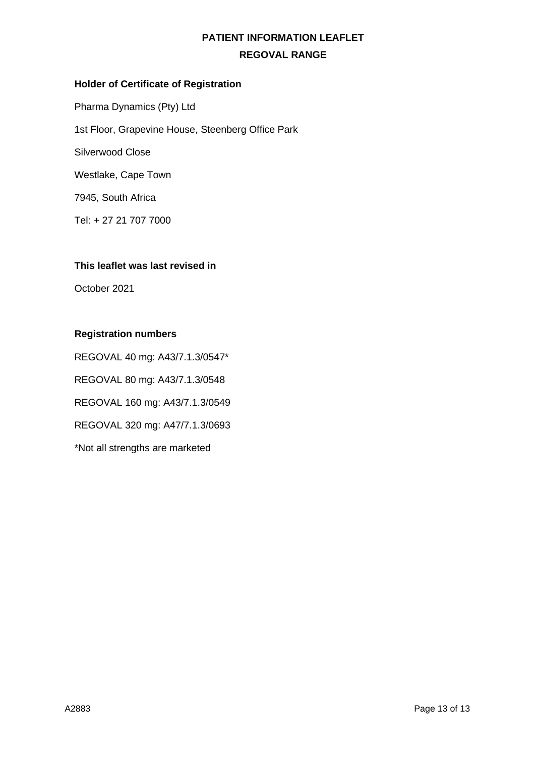**PATIENT INFORMATION LEAFLET**

**REGOVAL RANGE**

**Holder of Certificate of Registration**

Pharma Dynamics (Pty) Ltd

1st Floor, Grapevine House, Steenberg Office Park

Silverwood Close

Westlake, Cape Town

7945, South Africa

Tel: + 27 21 707 7000

**This leaflet was last revised in**

October 2021

**Registration numbers**

REGOVAL 40 mg: A43/7.1.3/0547*

REGOVAL 80 mg: A43/7.1.3/0548

REGOVAL 160 mg: A43/7.1.3/0549

REGOVAL 320 mg: A47/7.1.3/0693

*Not all strengths are marketed

A2883